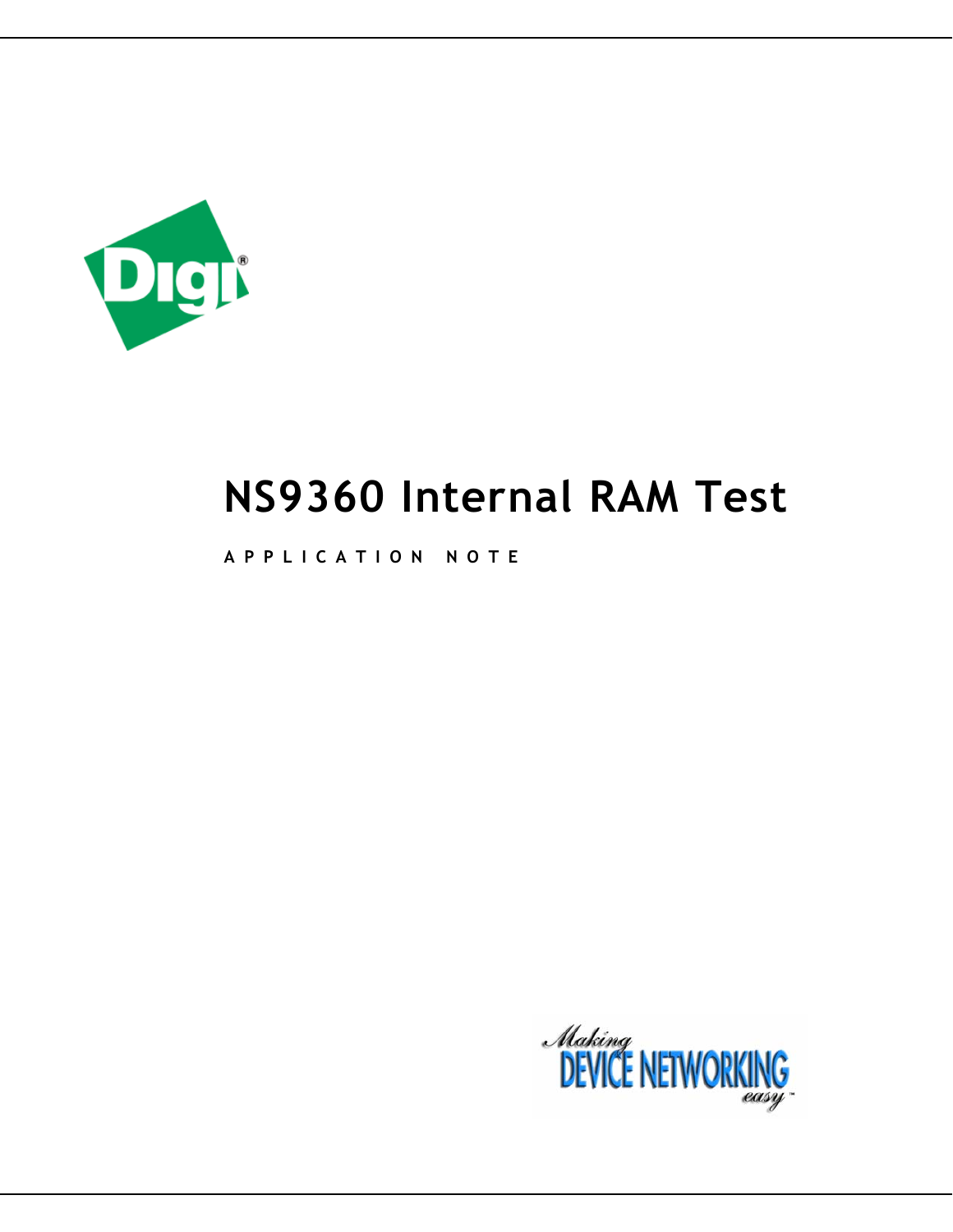# NS9360 Internal RAM Test

**APPLICATION NOTE**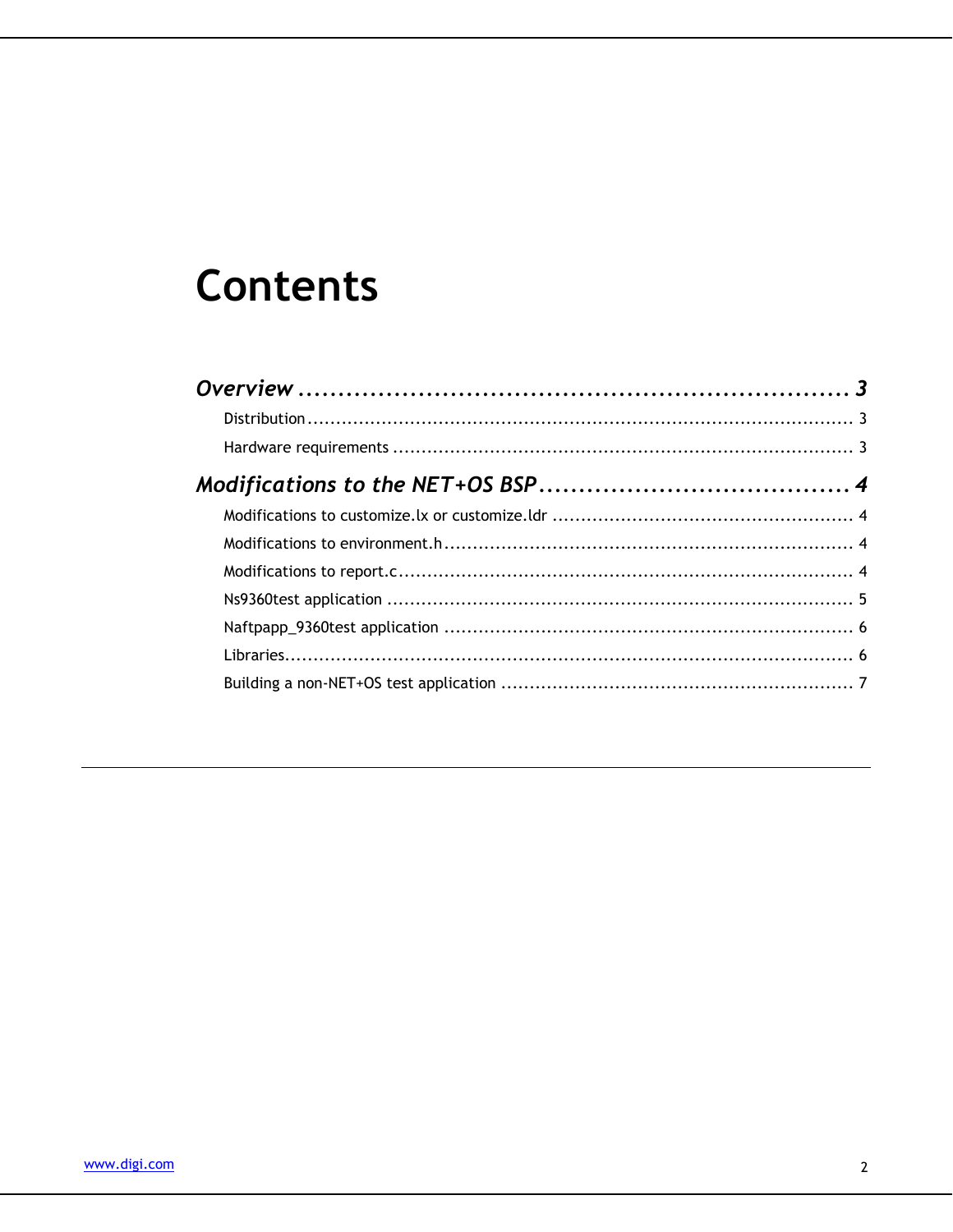# Contents

***Overview*** **.................................................................... 3**

Distribution ................................................................................................ 3

Hardware requirements ................................................................................ 3

***Modifications to the NET+OS BSP*** **....................................... 4**

Modifications to customize.lx or customize.ldr .................................................... 4

Modifications to environment.h ...................................................................... 4

Modifications to report.c ............................................................................... 4

Ns9360test application ................................................................................. 5

Naftpapp_9360test application ....................................................................... 6

Libraries...................................................................................................... 6

Building a non-NET+OS test application ............................................................. 7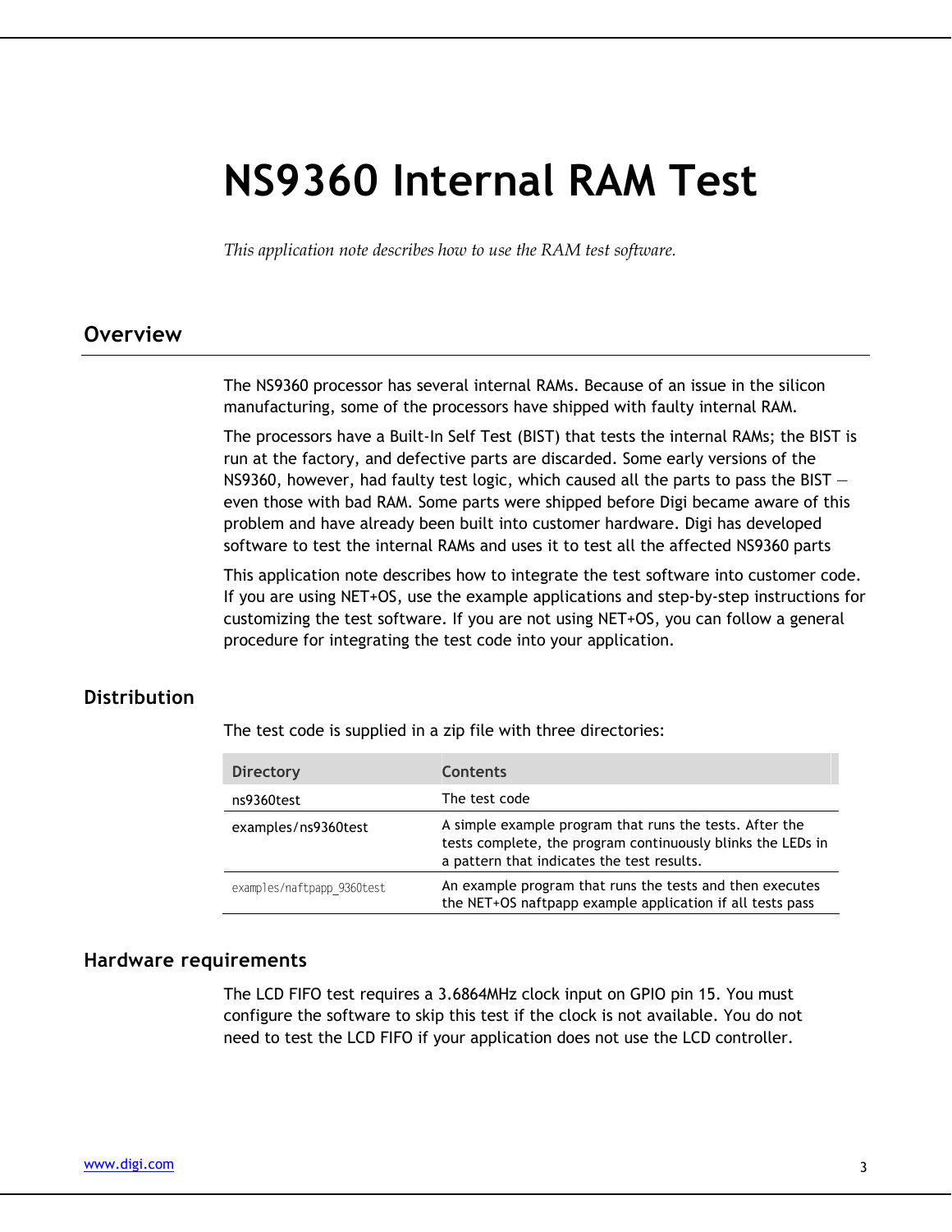# NS9360 Internal RAM Test

*This application note describes how to use the RAM test software.*

## Overview

The NS9360 processor has several internal RAMs. Because of an issue in the silicon manufacturing, some of the processors have shipped with faulty internal RAM.

The processors have a Built-In Self Test (BIST) that tests the internal RAMs; the BIST is run at the factory, and defective parts are discarded. Some early versions of the NS9360, however, had faulty test logic, which caused all the parts to pass the BIST — even those with bad RAM. Some parts were shipped before Digi became aware of this problem and have already been built into customer hardware. Digi has developed software to test the internal RAMs and uses it to test all the affected NS9360 parts

This application note describes how to integrate the test software into customer code. If you are using NET+OS, use the example applications and step-by-step instructions for customizing the test software. If you are not using NET+OS, you can follow a general procedure for integrating the test code into your application.

### Distribution

The test code is supplied in a zip file with three directories:

| Directory | Contents |
| --- | --- |
| ns9360test | The test code |
| examples/ns9360test | A simple example program that runs the tests. After the tests complete, the program continuously blinks the LEDs in a pattern that indicates the test results. |
| examples/naftpapp_9360test | An example program that runs the tests and then executes the NET+OS naftpapp example application if all tests pass |

### Hardware requirements

The LCD FIFO test requires a 3.6864MHz clock input on GPIO pin 15. You must configure the software to skip this test if the clock is not available. You do not need to test the LCD FIFO if your application does not use the LCD controller.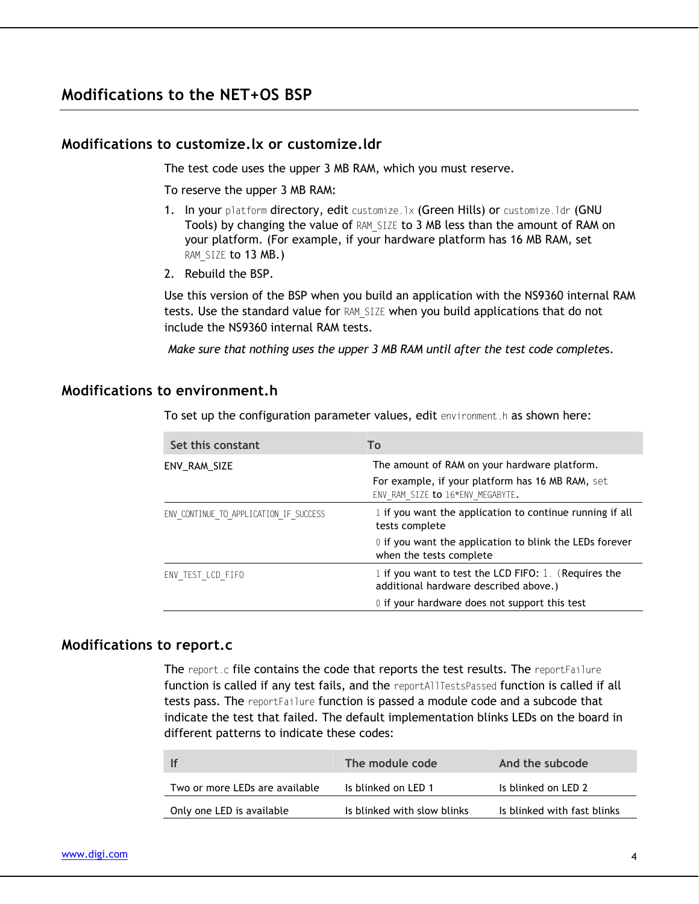# Modifications to the NET+OS BSP

## Modifications to customize.lx or customize.ldr

The test code uses the upper 3 MB RAM, which you must reserve.

To reserve the upper 3 MB RAM:

1. In your `platform` directory, edit `customize.lx` (Green Hills) or `customize.ldr` (GNU Tools) by changing the value of `RAM_SIZE` to 3 MB less than the amount of RAM on your platform. (For example, if your hardware platform has 16 MB RAM, set `RAM_SIZE` to 13 MB.)
2. Rebuild the BSP.

Use this version of the BSP when you build an application with the NS9360 internal RAM tests. Use the standard value for `RAM_SIZE` when you build applications that do not include the NS9360 internal RAM tests.

*Make sure that nothing uses the upper 3 MB RAM until after the test code completes.*

## Modifications to environment.h

To set up the configuration parameter values, edit `environment.h` as shown here:

| Set this constant | To |
|---|---|
| ENV_RAM_SIZE | The amount of RAM on your hardware platform.<br>For example, if your platform has 16 MB RAM, set `ENV_RAM_SIZE` to `16*ENV_MEGABYTE`. |
| `ENV_CONTINUE_TO_APPLICATION_IF_SUCCESS` | `1` if you want the application to continue running if all tests complete<br>`0` if you want the application to blink the LEDs forever when the tests complete |
| `ENV_TEST_LCD_FIFO` | `1` if you want to test the LCD FIFO: `1.` (Requires the additional hardware described above.)<br>`0` if your hardware does not support this test |

## Modifications to report.c

The `report.c` file contains the code that reports the test results. The `reportFailure` function is called if any test fails, and the `reportAllTestsPassed` function is called if all tests pass. The `reportFailure` function is passed a module code and a subcode that indicate the test that failed. The default implementation blinks LEDs on the board in different patterns to indicate these codes:

| If | The module code | And the subcode |
|---|---|---|
| Two or more LEDs are available | Is blinked on LED 1 | Is blinked on LED 2 |
| Only one LED is available | Is blinked with slow blinks | Is blinked with fast blinks |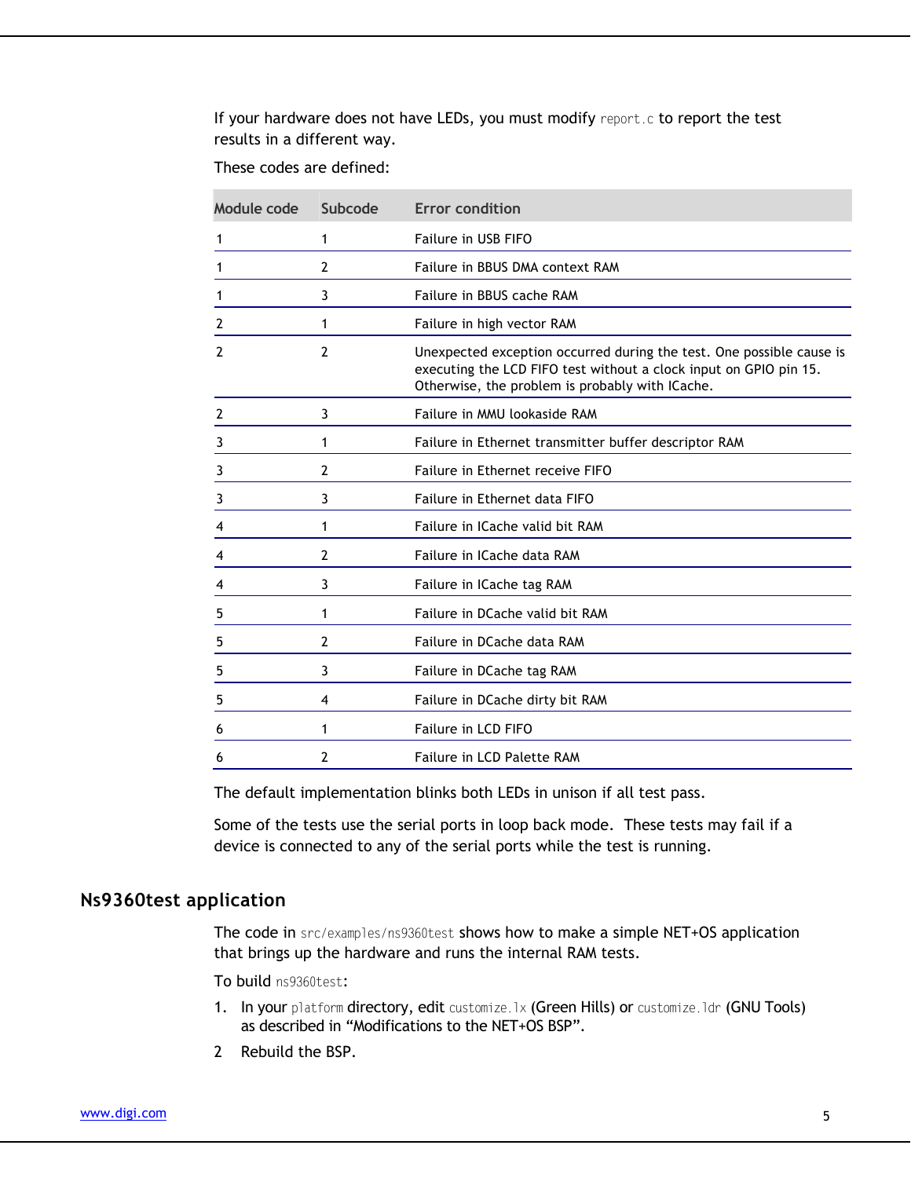If your hardware does not have LEDs, you must modify `report.c` to report the test results in a different way.

These codes are defined:

| Module code | Subcode | Error condition |
| --- | --- | --- |
| 1 | 1 | Failure in USB FIFO |
| 1 | 2 | Failure in BBUS DMA context RAM |
| 1 | 3 | Failure in BBUS cache RAM |
| 2 | 1 | Failure in high vector RAM |
| 2 | 2 | Unexpected exception occurred during the test. One possible cause is executing the LCD FIFO test without a clock input on GPIO pin 15. Otherwise, the problem is probably with ICache. |
| 2 | 3 | Failure in MMU lookaside RAM |
| 3 | 1 | Failure in Ethernet transmitter buffer descriptor RAM |
| 3 | 2 | Failure in Ethernet receive FIFO |
| 3 | 3 | Failure in Ethernet data FIFO |
| 4 | 1 | Failure in ICache valid bit RAM |
| 4 | 2 | Failure in ICache data RAM |
| 4 | 3 | Failure in ICache tag RAM |
| 5 | 1 | Failure in DCache valid bit RAM |
| 5 | 2 | Failure in DCache data RAM |
| 5 | 3 | Failure in DCache tag RAM |
| 5 | 4 | Failure in DCache dirty bit RAM |
| 6 | 1 | Failure in LCD FIFO |
| 6 | 2 | Failure in LCD Palette RAM |

The default implementation blinks both LEDs in unison if all test pass.

Some of the tests use the serial ports in loop back mode.  These tests may fail if a device is connected to any of the serial ports while the test is running.

## Ns9360test application

The code in `src/examples/ns9360test` shows how to make a simple NET+OS application that brings up the hardware and runs the internal RAM tests.

To build `ns9360test`:

1. In your `platform` directory, edit `customize.lx` (Green Hills) or `customize.ldr` (GNU Tools) as described in “Modifications to the NET+OS BSP”.
2. Rebuild the BSP.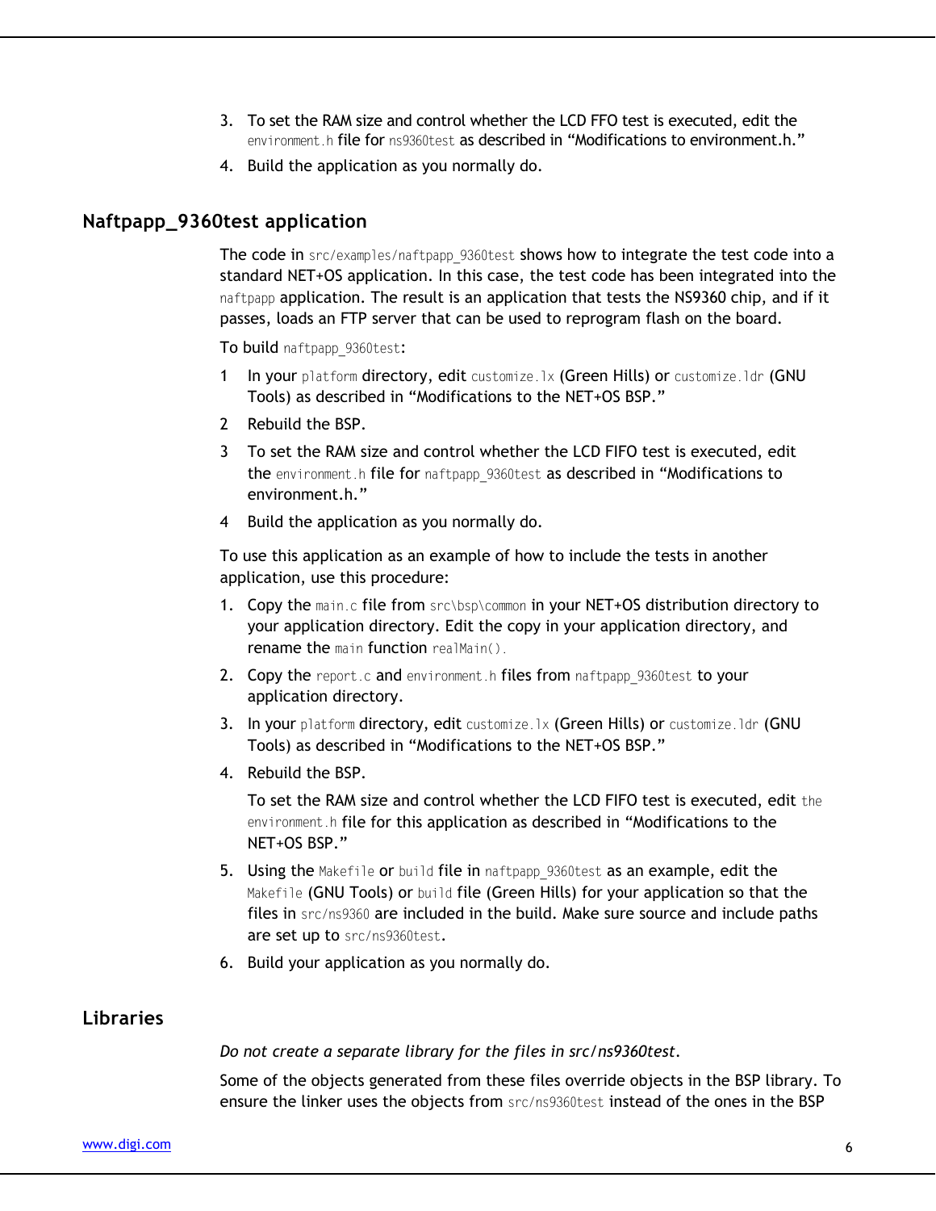3. To set the RAM size and control whether the LCD FFO test is executed, edit the `environment.h` file for `ns9360test` as described in "Modifications to environment.h."
4. Build the application as you normally do.

## Naftpapp_9360test application

The code in `src/examples/naftpapp_9360test` shows how to integrate the test code into a standard NET+OS application. In this case, the test code has been integrated into the `naftpapp` application. The result is an application that tests the NS9360 chip, and if it passes, loads an FTP server that can be used to reprogram flash on the board.

To build `naftpapp_9360test`:

1 In your `platform` directory, edit `customize.lx` (Green Hills) or `customize.ldr` (GNU Tools) as described in "Modifications to the NET+OS BSP."

2 Rebuild the BSP.

3 To set the RAM size and control whether the LCD FIFO test is executed, edit the `environment.h` file for `naftpapp_9360test` as described in "Modifications to environment.h."

4 Build the application as you normally do.

To use this application as an example of how to include the tests in another application, use this procedure:

1. Copy the `main.c` file from `src\bsp\common` in your NET+OS distribution directory to your application directory. Edit the copy in your application directory, and rename the `main` function `realMain()`.
2. Copy the `report.c` and `environment.h` files from `naftpapp_9360test` to your application directory.
3. In your `platform` directory, edit `customize.lx` (Green Hills) or `customize.ldr` (GNU Tools) as described in "Modifications to the NET+OS BSP."
4. Rebuild the BSP.

   To set the RAM size and control whether the LCD FIFO test is executed, edit the `environment.h` file for this application as described in "Modifications to the NET+OS BSP."
5. Using the `Makefile` or `build` file in `naftpapp_9360test` as an example, edit the `Makefile` (GNU Tools) or `build` file (Green Hills) for your application so that the files in `src/ns9360` are included in the build. Make sure source and include paths are set up to `src/ns9360test`.
6. Build your application as you normally do.

## Libraries

*Do not create a separate library for the files in src/ns9360test.*

Some of the objects generated from these files override objects in the BSP library. To ensure the linker uses the objects from `src/ns9360test` instead of the ones in the BSP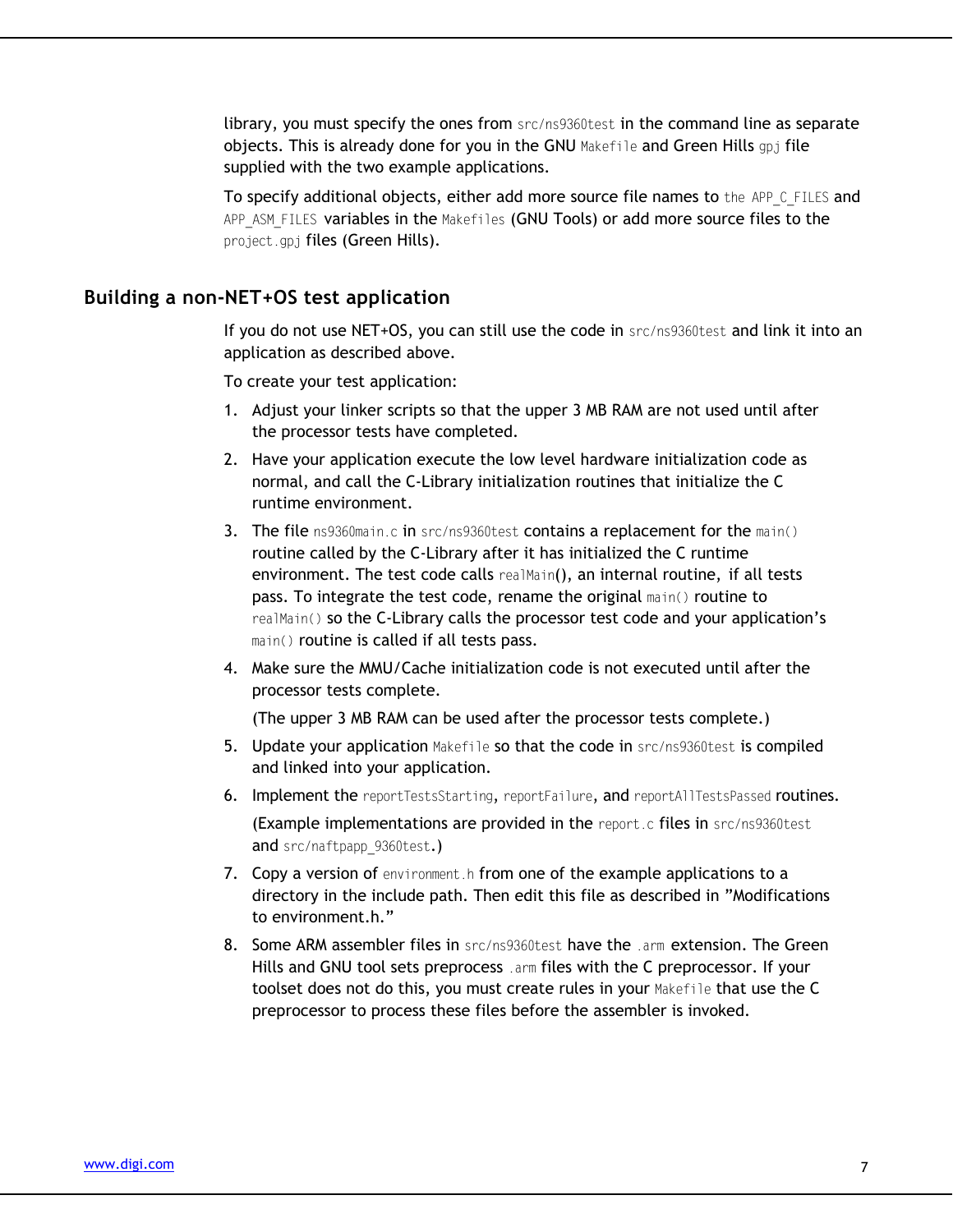library, you must specify the ones from `src/ns9360test` in the command line as separate objects. This is already done for you in the GNU `Makefile` and Green Hills `gpj` file supplied with the two example applications.

To specify additional objects, either add more source file names to `the APP_C_FILES` and `APP_ASM_FILES` variables in the `Makefiles` (GNU Tools) or add more source files to the `project.gpj` files (Green Hills).

## Building a non-NET+OS test application

If you do not use NET+OS, you can still use the code in `src/ns9360test` and link it into an application as described above.

To create your test application:

1. Adjust your linker scripts so that the upper 3 MB RAM are not used until after the processor tests have completed.
2. Have your application execute the low level hardware initialization code as normal, and call the C-Library initialization routines that initialize the C runtime environment.
3. The file `ns9360main.c` in `src/ns9360test` contains a replacement for the `main()` routine called by the C-Library after it has initialized the C runtime environment. The test code calls `realMain`(), an internal routine, if all tests pass. To integrate the test code, rename the original `main()` routine to `realMain()` so the C-Library calls the processor test code and your application's `main()` routine is called if all tests pass.
4. Make sure the MMU/Cache initialization code is not executed until after the processor tests complete.

   (The upper 3 MB RAM can be used after the processor tests complete.)
5. Update your application `Makefile` so that the code in `src/ns9360test` is compiled and linked into your application.
6. Implement the `reportTestsStarting`, `reportFailure`, and `reportAllTestsPassed` routines.

   (Example implementations are provided in the `report.c` files in `src/ns9360test` and `src/naftpapp_9360test`.)
7. Copy a version of `environment.h` from one of the example applications to a directory in the include path. Then edit this file as described in "Modifications to environment.h."
8. Some ARM assembler files in `src/ns9360test` have the `.arm` extension. The Green Hills and GNU tool sets preprocess `.arm` files with the C preprocessor. If your toolset does not do this, you must create rules in your `Makefile` that use the C preprocessor to process these files before the assembler is invoked.